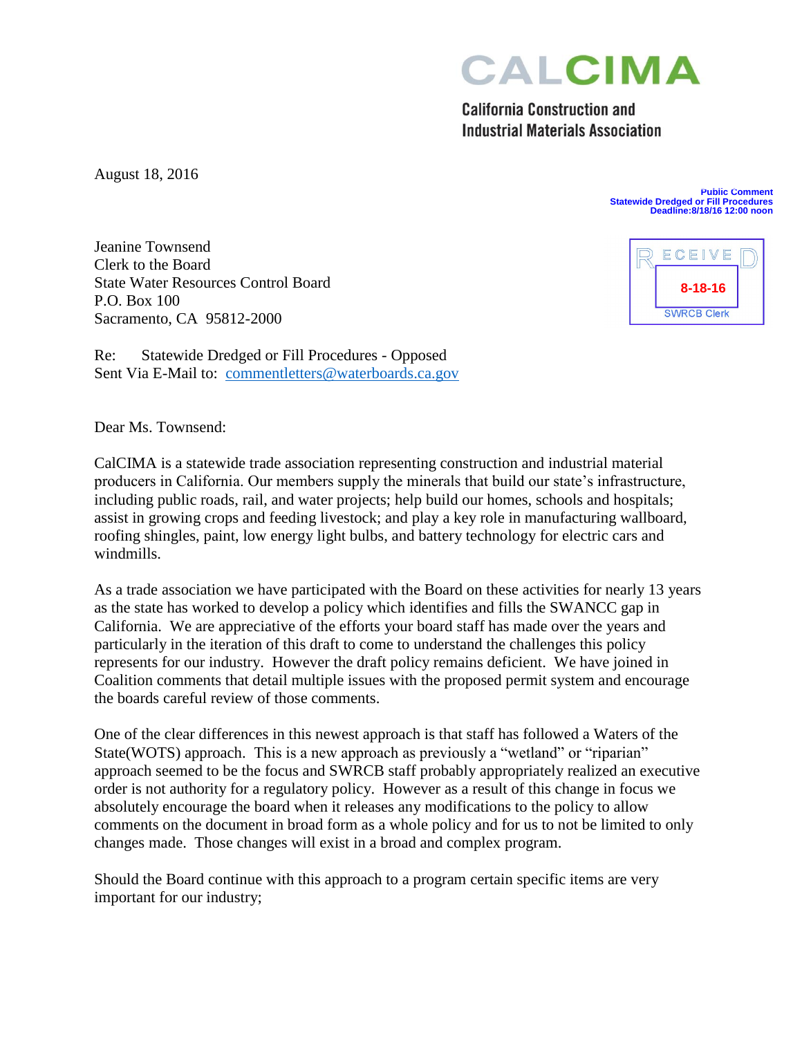# CALCIMA

**California Construction and Industrial Materials Association**

August 18, 2016

**Public Comment**
**Statewide Dredged or Fill Procedures**
**Deadline:8/18/16 12:00 noon**

RECEIVED
8-18-16
SWRCB Clerk

Jeanine Townsend
Clerk to the Board
State Water Resources Control Board
P.O. Box 100
Sacramento, CA 95812-2000

Re: Statewide Dredged or Fill Procedures - Opposed
Sent Via E-Mail to: commentletters@waterboards.ca.gov

Dear Ms. Townsend:

CalCIMA is a statewide trade association representing construction and industrial material producers in California. Our members supply the minerals that build our state's infrastructure, including public roads, rail, and water projects; help build our homes, schools and hospitals; assist in growing crops and feeding livestock; and play a key role in manufacturing wallboard, roofing shingles, paint, low energy light bulbs, and battery technology for electric cars and windmills.

As a trade association we have participated with the Board on these activities for nearly 13 years as the state has worked to develop a policy which identifies and fills the SWANCC gap in California. We are appreciative of the efforts your board staff has made over the years and particularly in the iteration of this draft to come to understand the challenges this policy represents for our industry. However the draft policy remains deficient. We have joined in Coalition comments that detail multiple issues with the proposed permit system and encourage the boards careful review of those comments.

One of the clear differences in this newest approach is that staff has followed a Waters of the State(WOTS) approach. This is a new approach as previously a "wetland" or "riparian" approach seemed to be the focus and SWRCB staff probably appropriately realized an executive order is not authority for a regulatory policy. However as a result of this change in focus we absolutely encourage the board when it releases any modifications to the policy to allow comments on the document in broad form as a whole policy and for us to not be limited to only changes made. Those changes will exist in a broad and complex program.

Should the Board continue with this approach to a program certain specific items are very important for our industry;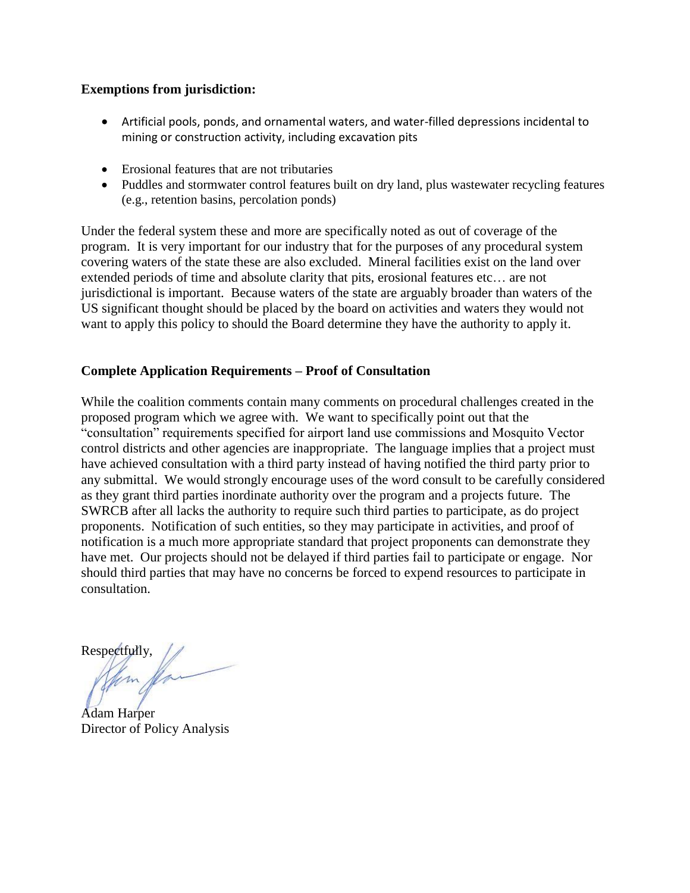**Exemptions from jurisdiction:**

- Artificial pools, ponds, and ornamental waters, and water-filled depressions incidental to mining or construction activity, including excavation pits
- Erosional features that are not tributaries
- Puddles and stormwater control features built on dry land, plus wastewater recycling features (e.g., retention basins, percolation ponds)

Under the federal system these and more are specifically noted as out of coverage of the program. It is very important for our industry that for the purposes of any procedural system covering waters of the state these are also excluded. Mineral facilities exist on the land over extended periods of time and absolute clarity that pits, erosional features etc… are not jurisdictional is important. Because waters of the state are arguably broader than waters of the US significant thought should be placed by the board on activities and waters they would not want to apply this policy to should the Board determine they have the authority to apply it.

**Complete Application Requirements – Proof of Consultation**

While the coalition comments contain many comments on procedural challenges created in the proposed program which we agree with. We want to specifically point out that the "consultation" requirements specified for airport land use commissions and Mosquito Vector control districts and other agencies are inappropriate. The language implies that a project must have achieved consultation with a third party instead of having notified the third party prior to any submittal. We would strongly encourage uses of the word consult to be carefully considered as they grant third parties inordinate authority over the program and a projects future. The SWRCB after all lacks the authority to require such third parties to participate, as do project proponents. Notification of such entities, so they may participate in activities, and proof of notification is a much more appropriate standard that project proponents can demonstrate they have met. Our projects should not be delayed if third parties fail to participate or engage. Nor should third parties that may have no concerns be forced to expend resources to participate in consultation.

Respectfully,

Adam Harper
Director of Policy Analysis